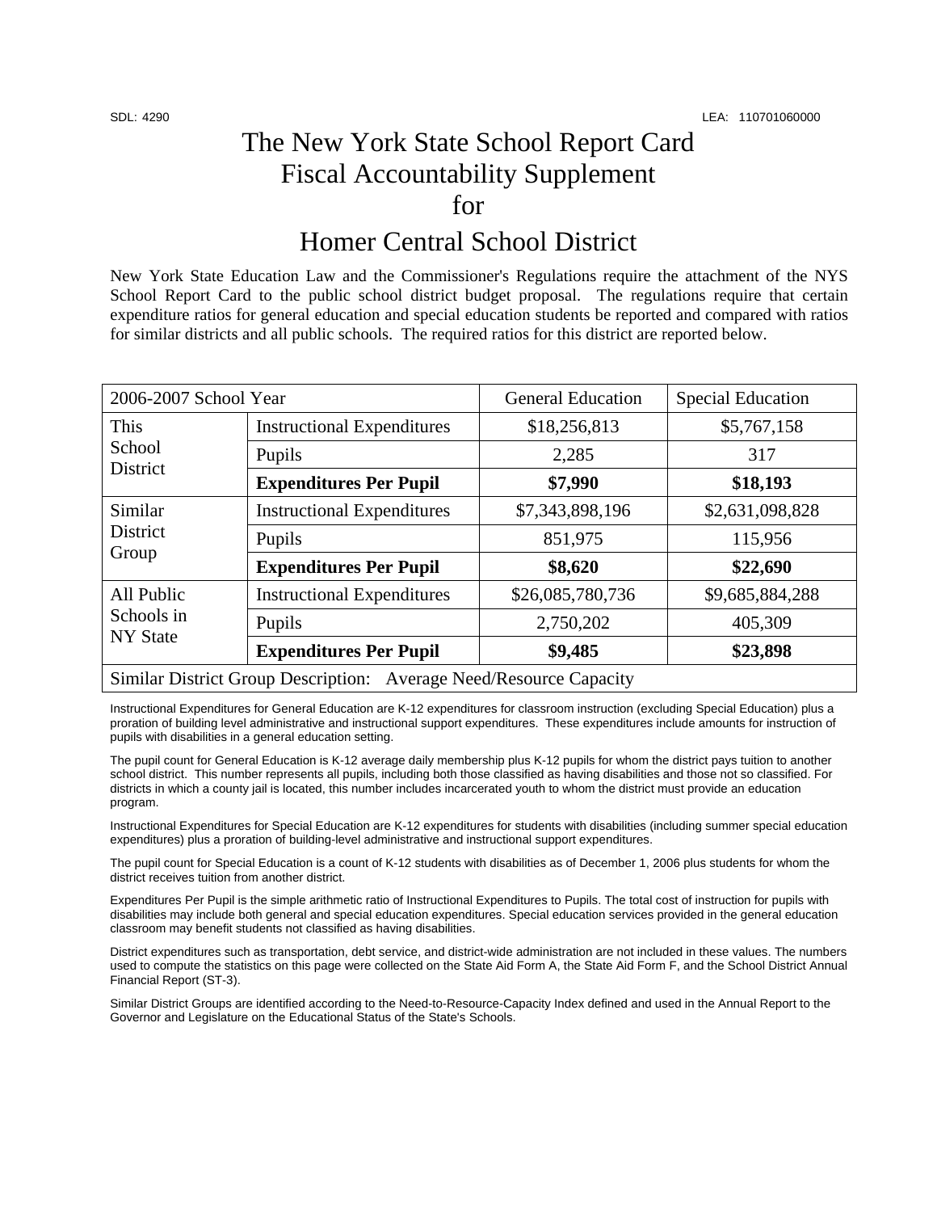SDL: 4290 LEA: 110701060000

# The New York State School Report Card Fiscal Accountability Supplement for

# Homer Central School District

New York State Education Law and the Commissioner's Regulations require the attachment of the NYS School Report Card to the public school district budget proposal. The regulations require that certain expenditure ratios for general education and special education students be reported and compared with ratios for similar districts and all public schools. The required ratios for this district are reported below.

| 2006-2007 School Year | | General Education | Special Education |
|---|---|---|---|
| This School District | Instructional Expenditures | $18,256,813 | $5,767,158 |
| | Pupils | 2,285 | 317 |
| | **Expenditures Per Pupil** | **$7,990** | **$18,193** |
| Similar District Group | Instructional Expenditures | $7,343,898,196 | $2,631,098,828 |
| | Pupils | 851,975 | 115,956 |
| | **Expenditures Per Pupil** | **$8,620** | **$22,690** |
| All Public Schools in NY State | Instructional Expenditures | $26,085,780,736 | $9,685,884,288 |
| | Pupils | 2,750,202 | 405,309 |
| | **Expenditures Per Pupil** | **$9,485** | **$23,898** |
| Similar District Group Description: Average Need/Resource Capacity | | | |

Instructional Expenditures for General Education are K-12 expenditures for classroom instruction (excluding Special Education) plus a proration of building level administrative and instructional support expenditures. These expenditures include amounts for instruction of pupils with disabilities in a general education setting.

The pupil count for General Education is K-12 average daily membership plus K-12 pupils for whom the district pays tuition to another school district. This number represents all pupils, including both those classified as having disabilities and those not so classified. For districts in which a county jail is located, this number includes incarcerated youth to whom the district must provide an education program.

Instructional Expenditures for Special Education are K-12 expenditures for students with disabilities (including summer special education expenditures) plus a proration of building-level administrative and instructional support expenditures.

The pupil count for Special Education is a count of K-12 students with disabilities as of December 1, 2006 plus students for whom the district receives tuition from another district.

Expenditures Per Pupil is the simple arithmetic ratio of Instructional Expenditures to Pupils. The total cost of instruction for pupils with disabilities may include both general and special education expenditures. Special education services provided in the general education classroom may benefit students not classified as having disabilities.

District expenditures such as transportation, debt service, and district-wide administration are not included in these values. The numbers used to compute the statistics on this page were collected on the State Aid Form A, the State Aid Form F, and the School District Annual Financial Report (ST-3).

Similar District Groups are identified according to the Need-to-Resource-Capacity Index defined and used in the Annual Report to the Governor and Legislature on the Educational Status of the State's Schools.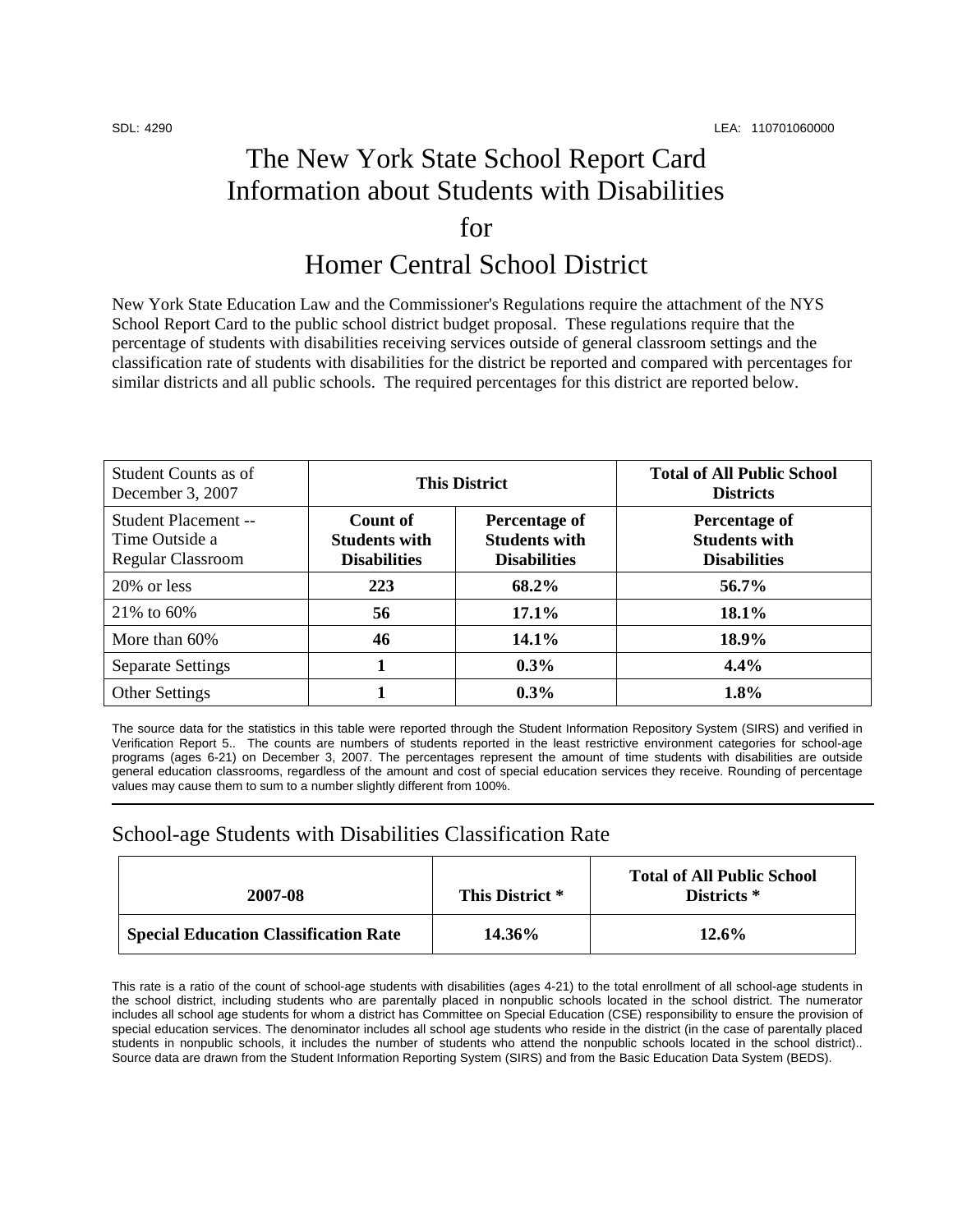SDL: 4290 LEA: 110701060000

# The New York State School Report Card Information about Students with Disabilities for Homer Central School District

New York State Education Law and the Commissioner's Regulations require the attachment of the NYS School Report Card to the public school district budget proposal. These regulations require that the percentage of students with disabilities receiving services outside of general classroom settings and the classification rate of students with disabilities for the district be reported and compared with percentages for similar districts and all public schools. The required percentages for this district are reported below.

| Student Counts as of December 3, 2007 | **This District** | | **Total of All Public School Districts** |
|---|---|---|---|
| Student Placement -- Time Outside a Regular Classroom | **Count of Students with Disabilities** | **Percentage of Students with Disabilities** | **Percentage of Students with Disabilities** |
| 20% or less | **223** | **68.2%** | **56.7%** |
| 21% to 60% | **56** | **17.1%** | **18.1%** |
| More than 60% | **46** | **14.1%** | **18.9%** |
| Separate Settings | **1** | **0.3%** | **4.4%** |
| Other Settings | **1** | **0.3%** | **1.8%** |

The source data for the statistics in this table were reported through the Student Information Repository System (SIRS) and verified in Verification Report 5.. The counts are numbers of students reported in the least restrictive environment categories for school-age programs (ages 6-21) on December 3, 2007. The percentages represent the amount of time students with disabilities are outside general education classrooms, regardless of the amount and cost of special education services they receive. Rounding of percentage values may cause them to sum to a number slightly different from 100%.

## School-age Students with Disabilities Classification Rate

| **2007-08** | **This District *** | **Total of All Public School Districts *** |
|---|---|---|
| **Special Education Classification Rate** | **14.36%** | **12.6%** |

This rate is a ratio of the count of school-age students with disabilities (ages 4-21) to the total enrollment of all school-age students in the school district, including students who are parentally placed in nonpublic schools located in the school district. The numerator includes all school age students for whom a district has Committee on Special Education (CSE) responsibility to ensure the provision of special education services. The denominator includes all school age students who reside in the district (in the case of parentally placed students in nonpublic schools, it includes the number of students who attend the nonpublic schools located in the school district).. Source data are drawn from the Student Information Reporting System (SIRS) and from the Basic Education Data System (BEDS).